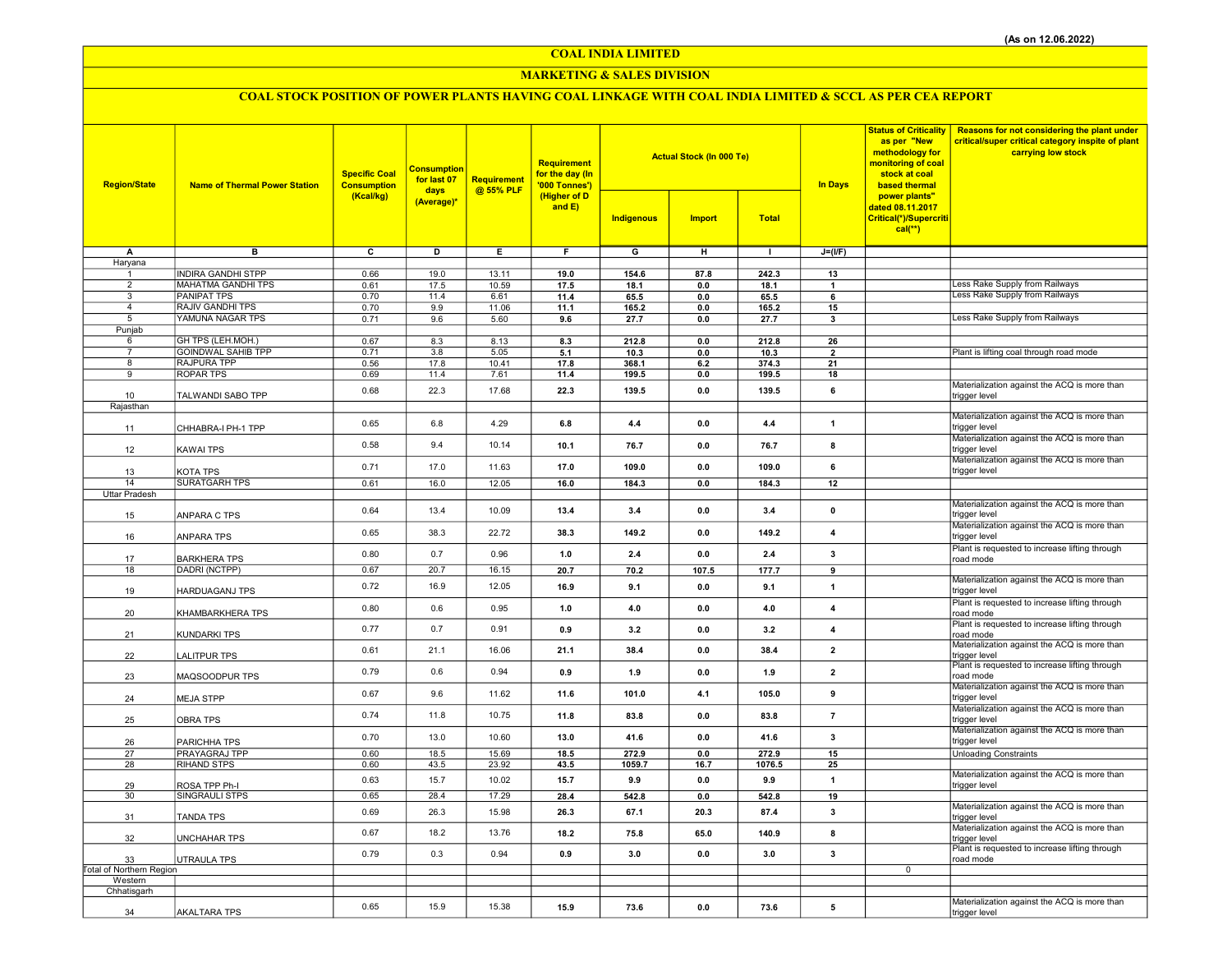(As on 12.06.2022)

# COAL INDIA LIMITED

## MARKETING & SALES DIVISION

### COAL STOCK POSITION OF POWER PLANTS HAVING COAL LINKAGE WITH COAL INDIA LIMITED & SCCL AS PER CEA REPORT

| Region/State | Name of Thermal Power Station | Specific Coal Consumption (Kcal/kg) | Consumption for last 07 days (Average)* | Requirement @ 55% PLF | Requirement for the day (In '000 Tonnes') (Higher of D and E) | Actual Stock (In 000 Te) | | | In Days | Status of Criticality as per "New methodology for monitoring of coal stock at coal based thermal power plants" dated 08.11.2017 Critical(*)/Supercritical(**) | Reasons for not considering the plant under critical/super critical category inspite of plant carrying low stock |
|---|---|---|---|---|---|---|---|---|---|---|---|
| | | | | | | Indigenous | Import | Total | | | |
| A | B | C | D | E | F | G | H | I | J=(I/F) | | |
| Haryana | | | | | | | | | | | |
| 1 | INDIRA GANDHI STPP | 0.66 | 19.0 | 13.11 | 19.0 | 154.6 | 87.8 | 242.3 | 13 | | |
| 2 | MAHATMA GANDHI TPS | 0.61 | 17.5 | 10.59 | 17.5 | 18.1 | 0.0 | 18.1 | 1 | | Less Rake Supply from Railways |
| 3 | PANIPAT TPS | 0.70 | 11.4 | 6.61 | 11.4 | 65.5 | 0.0 | 65.5 | 6 | | Less Rake Supply from Railways |
| 4 | RAJIV GANDHI TPS | 0.70 | 9.9 | 11.06 | 11.1 | 165.2 | 0.0 | 165.2 | 15 | | |
| 5 | YAMUNA NAGAR TPS | 0.71 | 9.6 | 5.60 | 9.6 | 27.7 | 0.0 | 27.7 | 3 | | Less Rake Supply from Railways |
| Punjab | | | | | | | | | | | |
| 6 | GH TPS (LEH.MOH.) | 0.67 | 8.3 | 8.13 | 8.3 | 212.8 | 0.0 | 212.8 | 26 | | |
| 7 | GOINDWAL SAHIB TPP | 0.71 | 3.8 | 5.05 | 5.1 | 10.3 | 0.0 | 10.3 | 2 | | Plant is lifting coal through road mode |
| 8 | RAJPURA TPP | 0.56 | 17.8 | 10.41 | 17.8 | 368.1 | 6.2 | 374.3 | 21 | | |
| 9 | ROPAR TPS | 0.69 | 11.4 | 7.61 | 11.4 | 199.5 | 0.0 | 199.5 | 18 | | |
| 10 | TALWANDI SABO TPP | 0.68 | 22.3 | 17.68 | 22.3 | 139.5 | 0.0 | 139.5 | 6 | | Materialization against the ACQ is more than trigger level |
| Rajasthan | | | | | | | | | | | |
| 11 | CHHABRA-I PH-1 TPP | 0.65 | 6.8 | 4.29 | 6.8 | 4.4 | 0.0 | 4.4 | 1 | | Materialization against the ACQ is more than trigger level |
| 12 | KAWAI TPS | 0.58 | 9.4 | 10.14 | 10.1 | 76.7 | 0.0 | 76.7 | 8 | | Materialization against the ACQ is more than trigger level |
| 13 | KOTA TPS | 0.71 | 17.0 | 11.63 | 17.0 | 109.0 | 0.0 | 109.0 | 6 | | Materialization against the ACQ is more than trigger level |
| 14 | SURATGARH TPS | 0.61 | 16.0 | 12.05 | 16.0 | 184.3 | 0.0 | 184.3 | 12 | | |
| Uttar Pradesh | | | | | | | | | | | |
| 15 | ANPARA C TPS | 0.64 | 13.4 | 10.09 | 13.4 | 3.4 | 0.0 | 3.4 | 0 | | Materialization against the ACQ is more than trigger level |
| 16 | ANPARA TPS | 0.65 | 38.3 | 22.72 | 38.3 | 149.2 | 0.0 | 149.2 | 4 | | Materialization against the ACQ is more than trigger level |
| 17 | BARKHERA TPS | 0.80 | 0.7 | 0.96 | 1.0 | 2.4 | 0.0 | 2.4 | 3 | | Plant is requested to increase lifting through road mode |
| 18 | DADRI (NCTPP) | 0.67 | 20.7 | 16.15 | 20.7 | 70.2 | 107.5 | 177.7 | 9 | | |
| 19 | HARDUAGANJ TPS | 0.72 | 16.9 | 12.05 | 16.9 | 9.1 | 0.0 | 9.1 | 1 | | Materialization against the ACQ is more than trigger level |
| 20 | KHAMBARKHERA TPS | 0.80 | 0.6 | 0.95 | 1.0 | 4.0 | 0.0 | 4.0 | 4 | | Plant is requested to increase lifting through road mode |
| 21 | KUNDARKI TPS | 0.77 | 0.7 | 0.91 | 0.9 | 3.2 | 0.0 | 3.2 | 4 | | Plant is requested to increase lifting through road mode |
| 22 | LALITPUR TPS | 0.61 | 21.1 | 16.06 | 21.1 | 38.4 | 0.0 | 38.4 | 2 | | Materialization against the ACQ is more than trigger level |
| 23 | MAQSOODPUR TPS | 0.79 | 0.6 | 0.94 | 0.9 | 1.9 | 0.0 | 1.9 | 2 | | Plant is requested to increase lifting through road mode |
| 24 | MEJA STPP | 0.67 | 9.6 | 11.62 | 11.6 | 101.0 | 4.1 | 105.0 | 9 | | Materialization against the ACQ is more than trigger level |
| 25 | OBRA TPS | 0.74 | 11.8 | 10.75 | 11.8 | 83.8 | 0.0 | 83.8 | 7 | | Materialization against the ACQ is more than trigger level |
| 26 | PARICHHA TPS | 0.70 | 13.0 | 10.60 | 13.0 | 41.6 | 0.0 | 41.6 | 3 | | Materialization against the ACQ is more than trigger level |
| 27 | PRAYAGRAJ TPP | 0.60 | 18.5 | 15.69 | 18.5 | 272.9 | 0.0 | 272.9 | 15 | | Unloading Constraints |
| 28 | RIHAND STPS | 0.60 | 43.5 | 23.92 | 43.5 | 1059.7 | 16.7 | 1076.5 | 25 | | |
| 29 | ROSA TPP Ph-I | 0.63 | 15.7 | 10.02 | 15.7 | 9.9 | 0.0 | 9.9 | 1 | | Materialization against the ACQ is more than trigger level |
| 30 | SINGRAULI STPS | 0.65 | 28.4 | 17.29 | 28.4 | 542.8 | 0.0 | 542.8 | 19 | | |
| 31 | TANDA TPS | 0.69 | 26.3 | 15.98 | 26.3 | 67.1 | 20.3 | 87.4 | 3 | | Materialization against the ACQ is more than trigger level |
| 32 | UNCHAHAR TPS | 0.67 | 18.2 | 13.76 | 18.2 | 75.8 | 65.0 | 140.9 | 8 | | Materialization against the ACQ is more than trigger level |
| 33 | UTRAULA TPS | 0.79 | 0.3 | 0.94 | 0.9 | 3.0 | 0.0 | 3.0 | 3 | | Plant is requested to increase lifting through road mode |
| Total of Northern Region | | | | | | | | | | 0 | |
| Western | | | | | | | | | | | |
| Chhatisgarh | | | | | | | | | | | |
| 34 | AKALTARA TPS | 0.65 | 15.9 | 15.38 | 15.9 | 73.6 | 0.0 | 73.6 | 5 | | Materialization against the ACQ is more than trigger level |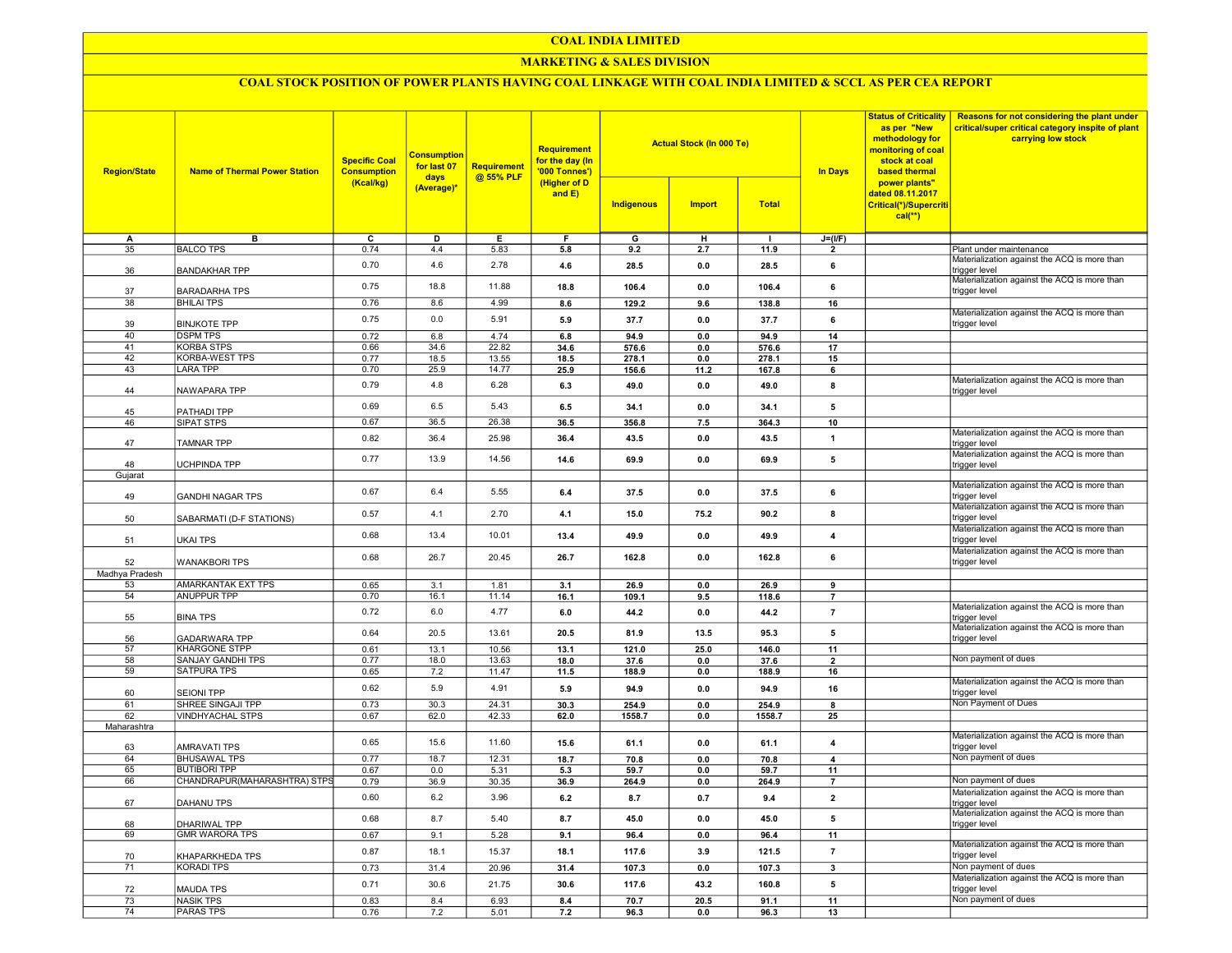# COAL INDIA LIMITED

## MARKETING & SALES DIVISION

### COAL STOCK POSITION OF POWER PLANTS HAVING COAL LINKAGE WITH COAL INDIA LIMITED & SCCL AS PER CEA REPORT

| Region/State | Name of Thermal Power Station | Specific Coal Consumption (Kcal/kg) | Consumption for last 07 days (Average)* | Requirement @ 55% PLF | Requirement for the day (In '000 Tonnes') (Higher of D and E) | Actual Stock (In 000 Te) | | | In Days | Status of Criticality as per "New methodology for monitoring of coal stock at coal based thermal power plants" dated 08.11.2017 Critical(*)/Supercritical(**) | Reasons for not considering the plant under critical/super critical category inspite of plant carrying low stock |
|---|---|---|---|---|---|---|---|---|---|---|---|
| | | | | | | Indigenous | Import | Total | | | |
| A | B | C | D | E | F | G | H | I | J=(I/F) | | |
| 35 | BALCO TPS | 0.74 | 4.4 | 5.83 | 5.8 | 9.2 | 2.7 | 11.9 | 2 | | Plant under maintenance |
| 36 | BANDAKHAR TPP | 0.70 | 4.6 | 2.78 | 4.6 | 28.5 | 0.0 | 28.5 | 6 | | Materialization against the ACQ is more than trigger level |
| 37 | BARADARHA TPS | 0.75 | 18.8 | 11.88 | 18.8 | 106.4 | 0.0 | 106.4 | 6 | | Materialization against the ACQ is more than trigger level |
| 38 | BHILAI TPS | 0.76 | 8.6 | 4.99 | 8.6 | 129.2 | 9.6 | 138.8 | 16 | | |
| 39 | BINJKOTE TPP | 0.75 | 0.0 | 5.91 | 5.9 | 37.7 | 0.0 | 37.7 | 6 | | Materialization against the ACQ is more than trigger level |
| 40 | DSPM TPS | 0.72 | 6.8 | 4.74 | 6.8 | 94.9 | 0.0 | 94.9 | 14 | | |
| 41 | KORBA STPS | 0.66 | 34.6 | 22.82 | 34.6 | 576.6 | 0.0 | 576.6 | 17 | | |
| 42 | KORBA-WEST TPS | 0.77 | 18.5 | 13.55 | 18.5 | 278.1 | 0.0 | 278.1 | 15 | | |
| 43 | LARA TPP | 0.70 | 25.9 | 14.77 | 25.9 | 156.6 | 11.2 | 167.8 | 6 | | |
| 44 | NAWAPARA TPP | 0.79 | 4.8 | 6.28 | 6.3 | 49.0 | 0.0 | 49.0 | 8 | | Materialization against the ACQ is more than trigger level |
| 45 | PATHADI TPP | 0.69 | 6.5 | 5.43 | 6.5 | 34.1 | 0.0 | 34.1 | 5 | | |
| 46 | SIPAT STPS | 0.67 | 36.5 | 26.38 | 36.5 | 356.8 | 7.5 | 364.3 | 10 | | |
| 47 | TAMNAR TPP | 0.82 | 36.4 | 25.98 | 36.4 | 43.5 | 0.0 | 43.5 | 1 | | Materialization against the ACQ is more than trigger level |
| 48 | UCHPINDA TPP | 0.77 | 13.9 | 14.56 | 14.6 | 69.9 | 0.0 | 69.9 | 5 | | Materialization against the ACQ is more than trigger level |
| Gujarat | | | | | | | | | | | |
| 49 | GANDHI NAGAR TPS | 0.67 | 6.4 | 5.55 | 6.4 | 37.5 | 0.0 | 37.5 | 6 | | Materialization against the ACQ is more than trigger level |
| 50 | SABARMATI (D-F STATIONS) | 0.57 | 4.1 | 2.70 | 4.1 | 15.0 | 75.2 | 90.2 | 8 | | Materialization against the ACQ is more than trigger level |
| 51 | UKAI TPS | 0.68 | 13.4 | 10.01 | 13.4 | 49.9 | 0.0 | 49.9 | 4 | | Materialization against the ACQ is more than trigger level |
| 52 | WANAKBORI TPS | 0.68 | 26.7 | 20.45 | 26.7 | 162.8 | 0.0 | 162.8 | 6 | | Materialization against the ACQ is more than trigger level |
| Madhya Pradesh | | | | | | | | | | | |
| 53 | AMARKANTAK EXT TPS | 0.65 | 3.1 | 1.81 | 3.1 | 26.9 | 0.0 | 26.9 | 9 | | |
| 54 | ANUPPUR TPP | 0.70 | 16.1 | 11.14 | 16.1 | 109.1 | 9.5 | 118.6 | 7 | | |
| 55 | BINA TPS | 0.72 | 6.0 | 4.77 | 6.0 | 44.2 | 0.0 | 44.2 | 7 | | Materialization against the ACQ is more than trigger level |
| 56 | GADARWARA TPP | 0.64 | 20.5 | 13.61 | 20.5 | 81.9 | 13.5 | 95.3 | 5 | | Materialization against the ACQ is more than trigger level |
| 57 | KHARGONE STPP | 0.61 | 13.1 | 10.56 | 13.1 | 121.0 | 25.0 | 146.0 | 11 | | |
| 58 | SANJAY GANDHI TPS | 0.77 | 18.0 | 13.63 | 18.0 | 37.6 | 0.0 | 37.6 | 2 | | Non payment of dues |
| 59 | SATPURA TPS | 0.65 | 7.2 | 11.47 | 11.5 | 188.9 | 0.0 | 188.9 | 16 | | |
| 60 | SEIONI TPP | 0.62 | 5.9 | 4.91 | 5.9 | 94.9 | 0.0 | 94.9 | 16 | | Materialization against the ACQ is more than trigger level |
| 61 | SHREE SINGAJI TPP | 0.73 | 30.3 | 24.31 | 30.3 | 254.9 | 0.0 | 254.9 | 8 | | Non Payment of Dues |
| 62 | VINDHYACHAL STPS | 0.67 | 62.0 | 42.33 | 62.0 | 1558.7 | 0.0 | 1558.7 | 25 | | |
| Maharashtra | | | | | | | | | | | |
| 63 | AMRAVATI TPS | 0.65 | 15.6 | 11.60 | 15.6 | 61.1 | 0.0 | 61.1 | 4 | | Materialization against the ACQ is more than trigger level |
| 64 | BHUSAWAL TPS | 0.77 | 18.7 | 12.31 | 18.7 | 70.8 | 0.0 | 70.8 | 4 | | Non payment of dues |
| 65 | BUTIBORI TPP | 0.67 | 0.0 | 5.31 | 5.3 | 59.7 | 0.0 | 59.7 | 11 | | |
| 66 | CHANDRAPUR(MAHARASHTRA) STPS | 0.79 | 36.9 | 30.35 | 36.9 | 264.9 | 0.0 | 264.9 | 7 | | Non payment of dues |
| 67 | DAHANU TPS | 0.60 | 6.2 | 3.96 | 6.2 | 8.7 | 0.7 | 9.4 | 2 | | Materialization against the ACQ is more than trigger level |
| 68 | DHARIWAL TPP | 0.68 | 8.7 | 5.40 | 8.7 | 45.0 | 0.0 | 45.0 | 5 | | Materialization against the ACQ is more than trigger level |
| 69 | GMR WARORA TPS | 0.67 | 9.1 | 5.28 | 9.1 | 96.4 | 0.0 | 96.4 | 11 | | |
| 70 | KHAPARKHEDA TPS | 0.87 | 18.1 | 15.37 | 18.1 | 117.6 | 3.9 | 121.5 | 7 | | Materialization against the ACQ is more than trigger level |
| 71 | KORADI TPS | 0.73 | 31.4 | 20.96 | 31.4 | 107.3 | 0.0 | 107.3 | 3 | | Non payment of dues |
| 72 | MAUDA TPS | 0.71 | 30.6 | 21.75 | 30.6 | 117.6 | 43.2 | 160.8 | 5 | | Materialization against the ACQ is more than trigger level |
| 73 | NASIK TPS | 0.83 | 8.4 | 6.93 | 8.4 | 70.7 | 20.5 | 91.1 | 11 | | Non payment of dues |
| 74 | PARAS TPS | 0.76 | 7.2 | 5.01 | 7.2 | 96.3 | 0.0 | 96.3 | 13 | | |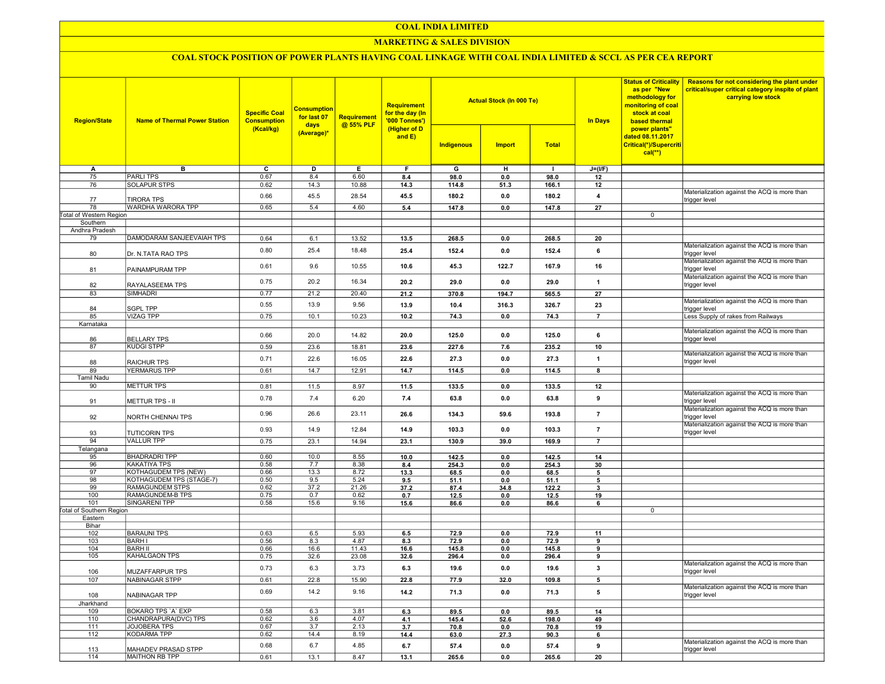# COAL INDIA LIMITED

## MARKETING & SALES DIVISION

### COAL STOCK POSITION OF POWER PLANTS HAVING COAL LINKAGE WITH COAL INDIA LIMITED & SCCL AS PER CEA REPORT

| Region/State | Name of Thermal Power Station | Specific Coal Consumption (Kcal/kg) | Consumption for last 07 days (Average)* | Requirement @ 55% PLF | Requirement for the day (In '000 Tonnes') (Higher of D and E) | Actual Stock (In 000 Te) | | | In Days | Status of Criticality as per "New methodology for monitoring of coal stock at coal based thermal power plants" dated 08.11.2017 Critical(*)/Supercritical(**) | Reasons for not considering the plant under critical/super critical category inspite of plant carrying low stock |
|---|---|---|---|---|---|---|---|---|---|---|---|
| | | | | | | Indigenous | Import | Total | | | |
| A | B | C | D | E | F | G | H | I | J=(I/F) | | |
| 75 | PARLI TPS | 0.67 | 8.4 | 6.60 | 8.4 | 98.0 | 0.0 | 98.0 | 12 | | |
| 76 | SOLAPUR STPS | 0.62 | 14.3 | 10.88 | 14.3 | 114.8 | 51.3 | 166.1 | 12 | | |
| 77 | TIRORA TPS | 0.66 | 45.5 | 28.54 | 45.5 | 180.2 | 0.0 | 180.2 | 4 | | Materialization against the ACQ is more than trigger level |
| 78 | WARDHA WARORA TPP | 0.65 | 5.4 | 4.60 | 5.4 | 147.8 | 0.0 | 147.8 | 27 | | |
| Total of Western Region | | | | | | | | | | 0 | |
| Southern | | | | | | | | | | | |
| Andhra Pradesh | | | | | | | | | | | |
| 79 | DAMODARAM SANJEEVAIAH TPS | 0.64 | 6.1 | 13.52 | 13.5 | 268.5 | 0.0 | 268.5 | 20 | | |
| 80 | Dr. N.TATA RAO TPS | 0.80 | 25.4 | 18.48 | 25.4 | 152.4 | 0.0 | 152.4 | 6 | | Materialization against the ACQ is more than trigger level |
| 81 | PAINAMPURAM TPP | 0.61 | 9.6 | 10.55 | 10.6 | 45.3 | 122.7 | 167.9 | 16 | | Materialization against the ACQ is more than trigger level |
| 82 | RAYALASEEMA TPS | 0.75 | 20.2 | 16.34 | 20.2 | 29.0 | 0.0 | 29.0 | 1 | | Materialization against the ACQ is more than trigger level |
| 83 | SIMHADRI | 0.77 | 21.2 | 20.40 | 21.2 | 370.8 | 194.7 | 565.5 | 27 | | |
| 84 | SGPL TPP | 0.55 | 13.9 | 9.56 | 13.9 | 10.4 | 316.3 | 326.7 | 23 | | Materialization against the ACQ is more than trigger level |
| 85 | VIZAG TPP | 0.75 | 10.1 | 10.23 | 10.2 | 74.3 | 0.0 | 74.3 | 7 | | Less Supply of rakes from Railways |
| Karnataka | | | | | | | | | | | |
| 86 | BELLARY TPS | 0.66 | 20.0 | 14.82 | 20.0 | 125.0 | 0.0 | 125.0 | 6 | | Materialization against the ACQ is more than trigger level |
| 87 | KUDGI STPP | 0.59 | 23.6 | 18.81 | 23.6 | 227.6 | 7.6 | 235.2 | 10 | | |
| 88 | RAICHUR TPS | 0.71 | 22.6 | 16.05 | 22.6 | 27.3 | 0.0 | 27.3 | 1 | | Materialization against the ACQ is more than trigger level |
| 89 | YERMARUS TPP | 0.61 | 14.7 | 12.91 | 14.7 | 114.5 | 0.0 | 114.5 | 8 | | |
| Tamil Nadu | | | | | | | | | | | |
| 90 | METTUR TPS | 0.81 | 11.5 | 8.97 | 11.5 | 133.5 | 0.0 | 133.5 | 12 | | |
| 91 | METTUR TPS - II | 0.78 | 7.4 | 6.20 | 7.4 | 63.8 | 0.0 | 63.8 | 9 | | Materialization against the ACQ is more than trigger level |
| 92 | NORTH CHENNAI TPS | 0.96 | 26.6 | 23.11 | 26.6 | 134.3 | 59.6 | 193.8 | 7 | | Materialization against the ACQ is more than trigger level |
| 93 | TUTICORIN TPS | 0.93 | 14.9 | 12.84 | 14.9 | 103.3 | 0.0 | 103.3 | 7 | | Materialization against the ACQ is more than trigger level |
| 94 | VALLUR TPP | 0.75 | 23.1 | 14.94 | 23.1 | 130.9 | 39.0 | 169.9 | 7 | | |
| Telangana | | | | | | | | | | | |
| 95 | BHADRADRI TPP | 0.60 | 10.0 | 8.55 | 10.0 | 142.5 | 0.0 | 142.5 | 14 | | |
| 96 | KAKATIYA TPS | 0.58 | 7.7 | 8.38 | 8.4 | 254.3 | 0.0 | 254.3 | 30 | | |
| 97 | KOTHAGUDEM TPS (NEW) | 0.66 | 13.3 | 8.72 | 13.3 | 68.5 | 0.0 | 68.5 | 5 | | |
| 98 | KOTHAGUDEM TPS (STAGE-7) | 0.50 | 9.5 | 5.24 | 9.5 | 51.1 | 0.0 | 51.1 | 5 | | |
| 99 | RAMAGUNDEM STPS | 0.62 | 37.2 | 21.26 | 37.2 | 87.4 | 34.8 | 122.2 | 3 | | |
| 100 | RAMAGUNDEM-B TPS | 0.75 | 0.7 | 0.62 | 0.7 | 12.5 | 0.0 | 12.5 | 19 | | |
| 101 | SINGARENI TPP | 0.58 | 15.6 | 9.16 | 15.6 | 86.6 | 0.0 | 86.6 | 6 | | |
| Total of Southern Region | | | | | | | | | | 0 | |
| Eastern | | | | | | | | | | | |
| Bihar | | | | | | | | | | | |
| 102 | BARAUNI TPS | 0.63 | 6.5 | 5.93 | 6.5 | 72.9 | 0.0 | 72.9 | 11 | | |
| 103 | BARH I | 0.56 | 8.3 | 4.87 | 8.3 | 72.9 | 0.0 | 72.9 | 9 | | |
| 104 | BARH II | 0.66 | 16.6 | 11.43 | 16.6 | 145.8 | 0.0 | 145.8 | 9 | | |
| 105 | KAHALGAON TPS | 0.75 | 32.6 | 23.08 | 32.6 | 296.4 | 0.0 | 296.4 | 9 | | |
| 106 | MUZAFFARPUR TPS | 0.73 | 6.3 | 3.73 | 6.3 | 19.6 | 0.0 | 19.6 | 3 | | Materialization against the ACQ is more than trigger level |
| 107 | NABINAGAR STPP | 0.61 | 22.8 | 15.90 | 22.8 | 77.9 | 32.0 | 109.8 | 5 | | |
| 108 | NABINAGAR TPP | 0.69 | 14.2 | 9.16 | 14.2 | 71.3 | 0.0 | 71.3 | 5 | | Materialization against the ACQ is more than trigger level |
| Jharkhand | | | | | | | | | | | |
| 109 | BOKARO TPS `A` EXP | 0.58 | 6.3 | 3.81 | 6.3 | 89.5 | 0.0 | 89.5 | 14 | | |
| 110 | CHANDRAPURA(DVC) TPS | 0.62 | 3.6 | 4.07 | 4.1 | 145.4 | 52.6 | 198.0 | 49 | | |
| 111 | JOJOBERA TPS | 0.67 | 3.7 | 2.13 | 3.7 | 70.8 | 0.0 | 70.8 | 19 | | |
| 112 | KODARMA TPP | 0.62 | 14.4 | 8.19 | 14.4 | 63.0 | 27.3 | 90.3 | 6 | | |
| 113 | MAHADEV PRASAD STPP | 0.68 | 6.7 | 4.85 | 6.7 | 57.4 | 0.0 | 57.4 | 9 | | Materialization against the ACQ is more than trigger level |
| 114 | MAITHON RB TPP | 0.61 | 13.1 | 8.47 | 13.1 | 265.6 | 0.0 | 265.6 | 20 | | |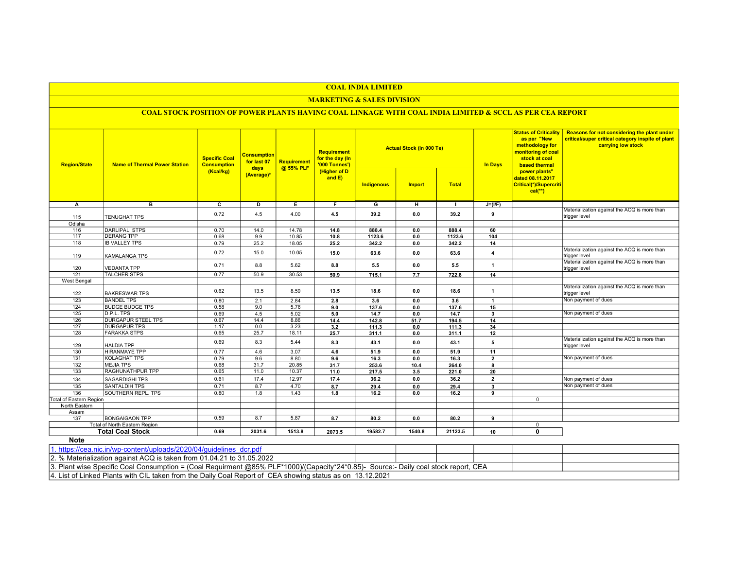# COAL INDIA LIMITED

## MARKETING & SALES DIVISION

### COAL STOCK POSITION OF POWER PLANTS HAVING COAL LINKAGE WITH COAL INDIA LIMITED & SCCL AS PER CEA REPORT

| Region/State | Name of Thermal Power Station | Specific Coal Consumption (Kcal/kg) | Consumption for last 07 days (Average)* | Requirement @ 55% PLF | Requirement for the day (In '000 Tonnes') (Higher of D and E) | Actual Stock (In 000 Te) | | | In Days | Status of Criticality as per "New methodology for monitoring of coal stock at coal based thermal power plants" dated 08.11.2017 Critical(*)/Supercritical(**) | Reasons for not considering the plant under critical/super critical category inspite of plant carrying low stock |
|---|---|---|---|---|---|---|---|---|---|---|---|
| | | | | | | Indigenous | Import | Total | | | |
| A | B | C | D | E | F | G | H | I | J=(I/F) | | |
| 115 | TENUGHAT TPS | 0.72 | 4.5 | 4.00 | 4.5 | 39.2 | 0.0 | 39.2 | 9 | | Materialization against the ACQ is more than trigger level |
| Odisha | | | | | | | | | | | |
| 116 | DARLIPALI STPS | 0.70 | 14.0 | 14.78 | 14.8 | 888.4 | 0.0 | 888.4 | 60 | | |
| 117 | DERANG TPP | 0.68 | 9.9 | 10.85 | 10.8 | 1123.6 | 0.0 | 1123.6 | 104 | | |
| 118 | IB VALLEY TPS | 0.79 | 25.2 | 18.05 | 25.2 | 342.2 | 0.0 | 342.2 | 14 | | |
| 119 | KAMALANGA TPS | 0.72 | 15.0 | 10.05 | 15.0 | 63.6 | 0.0 | 63.6 | 4 | | Materialization against the ACQ is more than trigger level |
| 120 | VEDANTA TPP | 0.71 | 8.8 | 5.62 | 8.8 | 5.5 | 0.0 | 5.5 | 1 | | Materialization against the ACQ is more than trigger level |
| 121 | TALCHER STPS | 0.77 | 50.9 | 30.53 | 50.9 | 715.1 | 7.7 | 722.8 | 14 | | |
| West Bengal | | | | | | | | | | | |
| 122 | BAKRESWAR TPS | 0.62 | 13.5 | 8.59 | 13.5 | 18.6 | 0.0 | 18.6 | 1 | | Materialization against the ACQ is more than trigger level |
| 123 | BANDEL TPS | 0.80 | 2.1 | 2.84 | 2.8 | 3.6 | 0.0 | 3.6 | 1 | | Non payment of dues |
| 124 | BUDGE BUDGE TPS | 0.58 | 9.0 | 5.76 | 9.0 | 137.6 | 0.0 | 137.6 | 15 | | |
| 125 | D.P.L. TPS | 0.69 | 4.5 | 5.02 | 5.0 | 14.7 | 0.0 | 14.7 | 3 | | Non payment of dues |
| 126 | DURGAPUR STEEL TPS | 0.67 | 14.4 | 8.86 | 14.4 | 142.8 | 51.7 | 194.5 | 14 | | |
| 127 | DURGAPUR TPS | 1.17 | 0.0 | 3.23 | 3.2 | 111.3 | 0.0 | 111.3 | 34 | | |
| 128 | FARAKKA STPS | 0.65 | 25.7 | 18.11 | 25.7 | 311.1 | 0.0 | 311.1 | 12 | | |
| 129 | HALDIA TPP | 0.69 | 8.3 | 5.44 | 8.3 | 43.1 | 0.0 | 43.1 | 5 | | Materialization against the ACQ is more than trigger level |
| 130 | HIRANMAYE TPP | 0.77 | 4.6 | 3.07 | 4.6 | 51.9 | 0.0 | 51.9 | 11 | | |
| 131 | KOLAGHAT TPS | 0.79 | 9.6 | 8.80 | 9.6 | 16.3 | 0.0 | 16.3 | 2 | | Non payment of dues |
| 132 | MEJIA TPS | 0.68 | 31.7 | 20.85 | 31.7 | 253.6 | 10.4 | 264.0 | 8 | | |
| 133 | RAGHUNATHPUR TPP | 0.65 | 11.0 | 10.37 | 11.0 | 217.5 | 3.5 | 221.0 | 20 | | |
| 134 | SAGARDIGHI TPS | 0.61 | 17.4 | 12.97 | 17.4 | 36.2 | 0.0 | 36.2 | 2 | | Non payment of dues |
| 135 | SANTALDIH TPS | 0.71 | 8.7 | 4.70 | 8.7 | 29.4 | 0.0 | 29.4 | 3 | | Non payment of dues |
| 136 | SOUTHERN REPL. TPS | 0.80 | 1.8 | 1.43 | 1.8 | 16.2 | 0.0 | 16.2 | 9 | | |
| Total of Eastern Region | | | | | | | | | | 0 | |
| North Eastern | | | | | | | | | | | |
| Assam | | | | | | | | | | | |
| 137 | BONGAIGAON TPP | 0.59 | 8.7 | 5.87 | 8.7 | 80.2 | 0.0 | 80.2 | 9 | | |
| Total of North Eastern Region | | | | | | | | | | 0 | |
| **Total Coal Stock** | | **0.69** | **2031.6** | **1513.8** | **2073.5** | **19582.7** | **1540.8** | **21123.5** | **10** | **0** | |

**Note**

1. https://cea.nic.in/wp-content/uploads/2020/04/guidelines_dcr.pdf
2. % Materialization against ACQ is taken from 01.04.21 to 31.05.2022
3. Plant wise Specific Coal Consumption = (Coal Requirment @85% PLF*1000)/(Capacity*24*0.85)- Source:- Daily coal stock report, CEA
4. List of Linked Plants with CIL taken from the Daily Coal Report of CEA showing status as on 13.12.2021